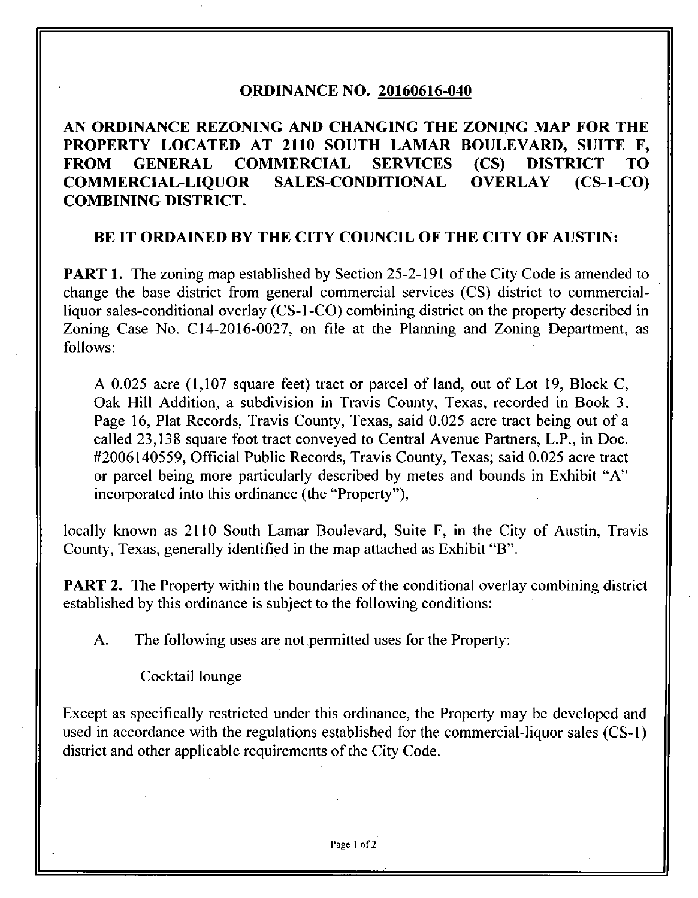# ORDINANCE NO. 20160616-040

## AN ORDINANCE REZONING AND CHANGING THE ZONING MAP FOR THE PROPERTY LOCATED AT 2110 SOUTH LAMAR BOULEVARD, SUITE F, FROM GENERAL COMMERCIAL SERVICES (CS) DISTRICT TO COMMERCIAL-LIQUOR SALES-CONDITIONAL OVERLAY (CS-1-CO) COMBINING DISTRICT.

**BE IT ORDAINED BY THE CITY COUNCIL OF THE CITY OF AUSTIN:**

**PART 1.** The zoning map established by Section 25-2-191 of the City Code is amended to change the base district from general commercial services (CS) district to commercial-liquor sales-conditional overlay (CS-1-CO) combining district on the property described in Zoning Case No. C14-2016-0027, on file at the Planning and Zoning Department, as follows:

> A 0.025 acre (1,107 square feet) tract or parcel of land, out of Lot 19, Block C, Oak Hill Addition, a subdivision in Travis County, Texas, recorded in Book 3, Page 16, Plat Records, Travis County, Texas, said 0.025 acre tract being out of a called 23,138 square foot tract conveyed to Central Avenue Partners, L.P., in Doc. #2006140559, Official Public Records, Travis County, Texas; said 0.025 acre tract or parcel being more particularly described by metes and bounds in Exhibit "A" incorporated into this ordinance (the "Property"),

locally known as 2110 South Lamar Boulevard, Suite F, in the City of Austin, Travis County, Texas, generally identified in the map attached as Exhibit "B".

**PART 2.** The Property within the boundaries of the conditional overlay combining district established by this ordinance is subject to the following conditions:

A. The following uses are not permitted uses for the Property:

Cocktail lounge

Except as specifically restricted under this ordinance, the Property may be developed and used in accordance with the regulations established for the commercial-liquor sales (CS-1) district and other applicable requirements of the City Code.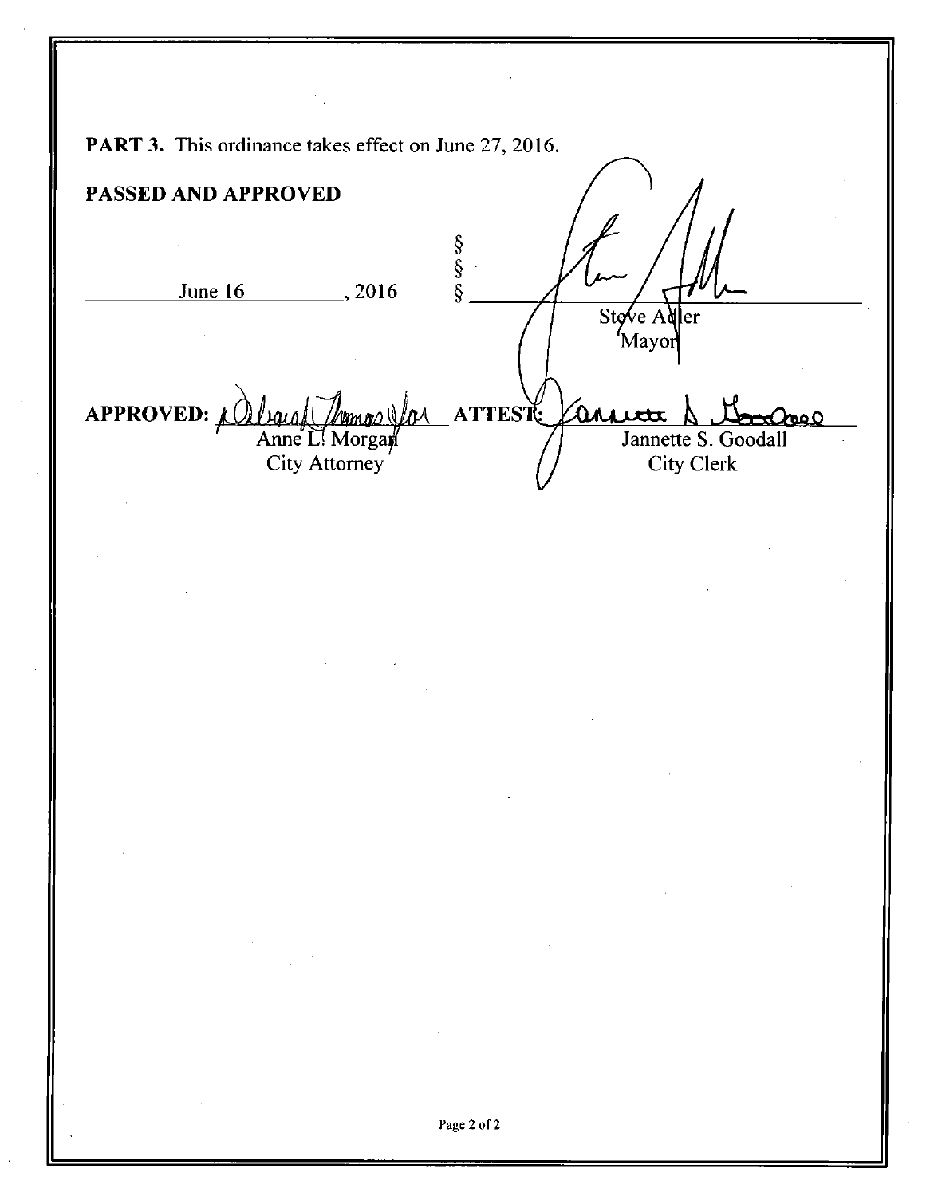**PART 3.** This ordinance takes effect on June 27, 2016.

**PASSED AND APPROVED**

June 16, 2016 § § § ______________________________
Steve Adler
Mayor

**APPROVED:** ______________________________ **ATTEST:** ______________________________
Anne L. Morgan — City Attorney
Jannette S. Goodall — City Clerk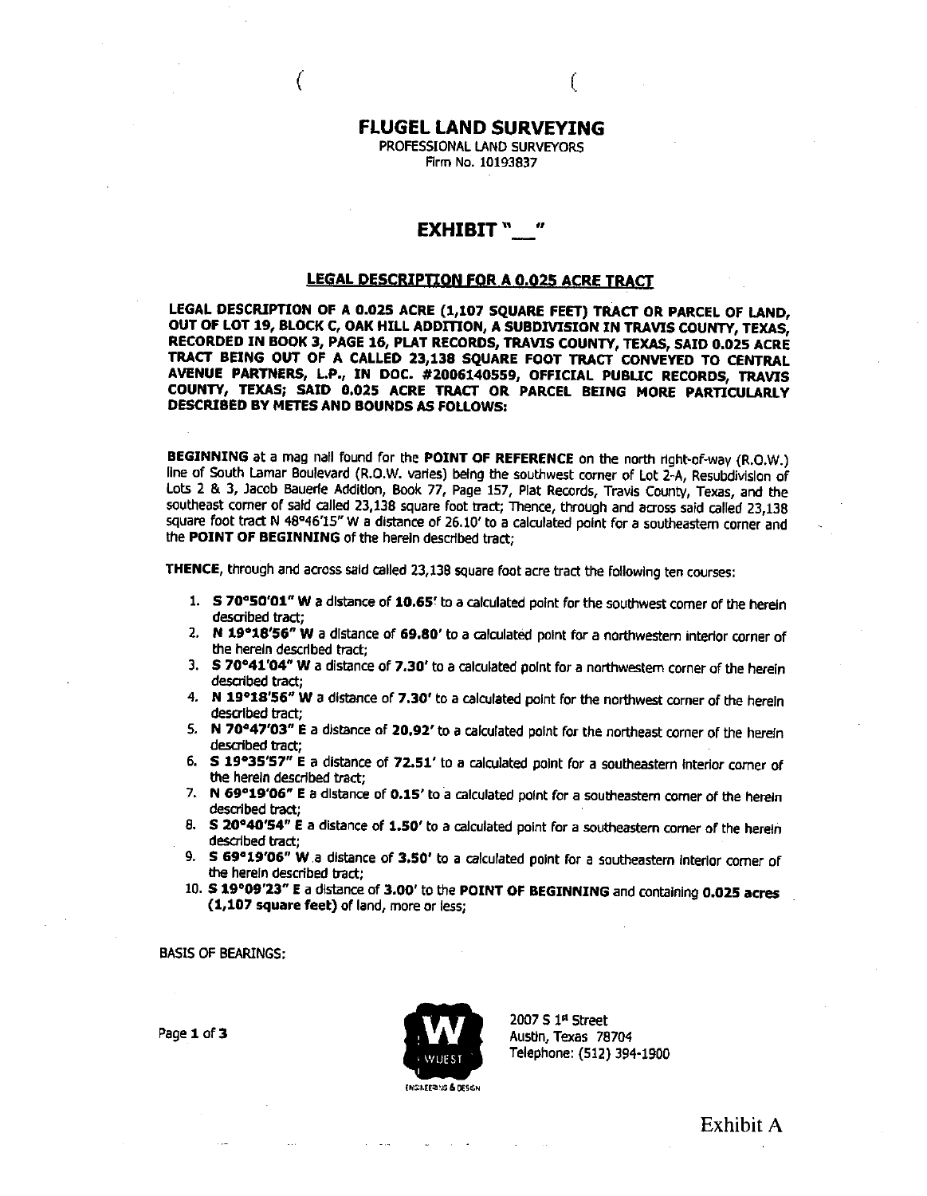# FLUGEL LAND SURVEYING

PROFESSIONAL LAND SURVEYORS
Firm No. 10193837

## EXHIBIT "__"

### LEGAL DESCRIPTION FOR A 0.025 ACRE TRACT

**LEGAL DESCRIPTION OF A 0.025 ACRE (1,107 SQUARE FEET) TRACT OR PARCEL OF LAND, OUT OF LOT 19, BLOCK C, OAK HILL ADDITION, A SUBDIVISION IN TRAVIS COUNTY, TEXAS, RECORDED IN BOOK 3, PAGE 16, PLAT RECORDS, TRAVIS COUNTY, TEXAS, SAID 0.025 ACRE TRACT BEING OUT OF A CALLED 23,138 SQUARE FOOT TRACT CONVEYED TO CENTRAL AVENUE PARTNERS, L.P., IN DOC. #2006140559, OFFICIAL PUBLIC RECORDS, TRAVIS COUNTY, TEXAS; SAID 0.025 ACRE TRACT OR PARCEL BEING MORE PARTICULARLY DESCRIBED BY METES AND BOUNDS AS FOLLOWS:**

**BEGINNING** at a mag nail found for the **POINT OF REFERENCE** on the north right-of-way (R.O.W.) line of South Lamar Boulevard (R.O.W. varies) being the southwest corner of Lot 2-A, Resubdivision of Lots 2 & 3, Jacob Bauerle Addition, Book 77, Page 157, Plat Records, Travis County, Texas, and the southeast corner of said called 23,138 square foot tract; Thence, through and across said called 23,138 square foot tract N 48°46'15" W a distance of 26.10' to a calculated point for a southeastern corner and the **POINT OF BEGINNING** of the herein described tract;

**THENCE**, through and across said called 23,138 square foot acre tract the following ten courses:

1. **S 70°50'01" W** a distance of **10.65'** to a calculated point for the southwest corner of the herein described tract;
2. **N 19°18'56" W** a distance of **69.80'** to a calculated point for a northwestern interior corner of the herein described tract;
3. **S 70°41'04" W** a distance of **7.30'** to a calculated point for a northwestern corner of the herein described tract;
4. **N 19°18'56" W** a distance of **7.30'** to a calculated point for the northwest corner of the herein described tract;
5. **N 70°47'03" E** a distance of **20.92'** to a calculated point for the northeast corner of the herein described tract;
6. **S 19°35'57" E** a distance of **72.51'** to a calculated point for a southeastern interior corner of the herein described tract;
7. **N 69°19'06" E** a distance of **0.15'** to a calculated point for a southeastern corner of the herein described tract;
8. **S 20°40'54" E** a distance of **1.50'** to a calculated point for a southeastern corner of the herein described tract;
9. **S 69°19'06" W** a distance of **3.50'** to a calculated point for a southeastern interior corner of the herein described tract;
10. **S 19°09'23" E** a distance of **3.00'** to the **POINT OF BEGINNING** and containing **0.025 acres (1,107 square feet)** of land, more or less;

BASIS OF BEARINGS:

WUEST ENGINEERING & DESIGN
2007 S 1st Street
Austin, Texas 78704
Telephone: (512) 394-1900

Exhibit A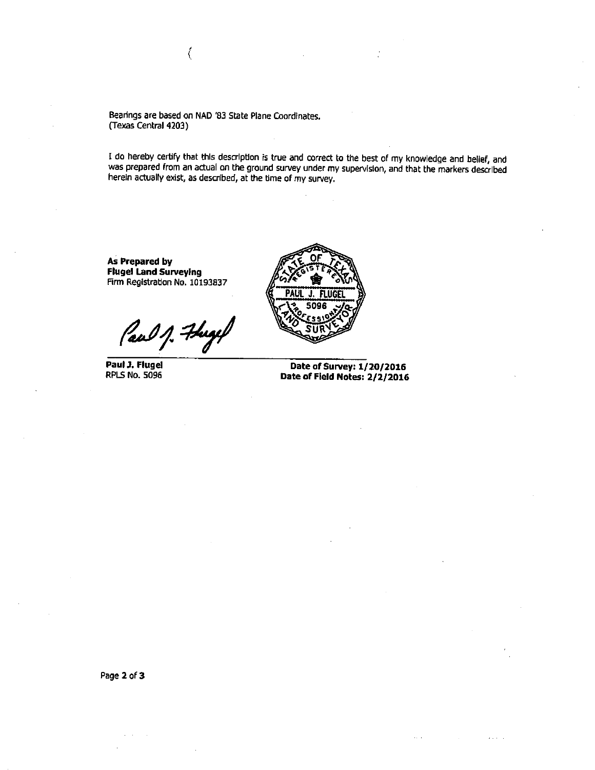Bearings are based on NAD '83 State Plane Coordinates.
(Texas Central 4203)

I do hereby certify that this description is true and correct to the best of my knowledge and belief, and was prepared from an actual on the ground survey under my supervision, and that the markers described herein actually exist, as described, at the time of my survey.

**As Prepared by**
**Flugel Land Surveying**
Firm Registration No. 10193837

STATE OF TEXAS
REGISTERED
PAUL J. FLUGEL
5096
PROFESSIONAL
LAND SURVEYOR

**Paul J. Flugel**
RPLS No. 5096

**Date of Survey: 1/20/2016**
**Date of Field Notes: 2/2/2016**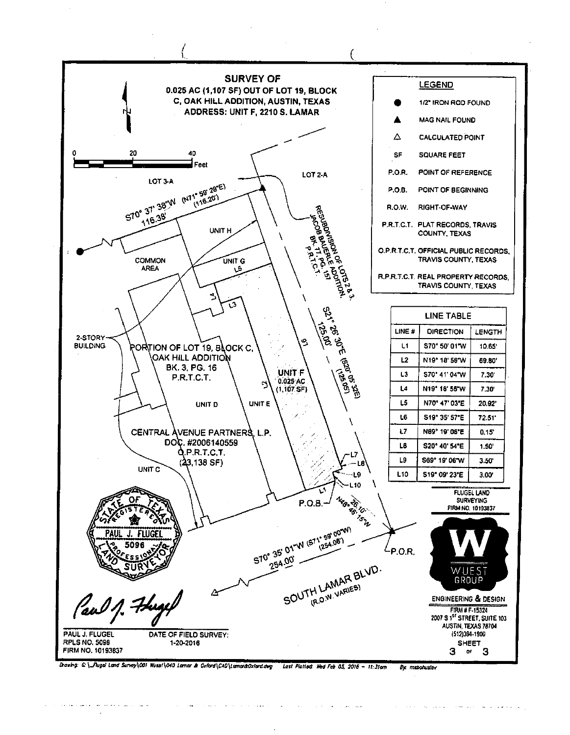# SURVEY OF

## 0.025 AC (1,107 SF) OUT OF LOT 19, BLOCK C, OAK HILL ADDITION, AUSTIN, TEXAS

## ADDRESS: UNIT F, 2210 S. LAMAR

**LEGEND**

| Symbol | Description |
|---|---|
| ● | 1/2" IRON ROD FOUND |
| ▲ | MAG NAIL FOUND |
| △ | CALCULATED POINT |
| SF | SQUARE FEET |
| P.O.R. | POINT OF REFERENCE |
| P.O.B. | POINT OF BEGINNING |
| R.O.W. | RIGHT-OF-WAY |
| P.R.T.C.T. | PLAT RECORDS, TRAVIS COUNTY, TEXAS |
| O.P.R.T.C.T. | OFFICIAL PUBLIC RECORDS, TRAVIS COUNTY, TEXAS |
| R.P.R.T.C.T. | REAL PROPERTY RECORDS, TRAVIS COUNTY, TEXAS |

0 20 40 Feet

LOT 3-A

LOT 2-A

S70° 37' 38"W (N71° 59' 28"E) 116.38' (116.20')

RESUBDIVISION OF LOTS 2 & 3, JACOB BAUERLE ADDITION, BK. 77, PG. 157 P.R.T.C.T.

UNIT H

COMMON AREA

UNIT G

L5

L4

L3

S21° 26' 30"E (S20° 05' 32E) 125.00' (125.05')

L6

2-STORY BUILDING

PORTION OF LOT 19, BLOCK C, OAK HILL ADDITION BK. 3, PG. 16 P.R.T.C.T.

UNIT F 0.025 AC (1,107 SF)

L2

UNIT D

UNIT E

CENTRAL AVENUE PARTNERS, L.P. DOC. #2006140559 O.P.R.T.C.T. (23,138 SF)

UNIT C

L7, L8, L9, L10, L1

P.O.B.

N48° 46' 15"W 26.10'

P.O.R.

S70° 35' 01"W (S71° 59' 00"W) 254.00' (254.06')

SOUTH LAMAR BLVD. (R.O.W. VARIES)

**LINE TABLE**

| LINE # | DIRECTION | LENGTH |
|---|---|---|
| L1 | S70° 50' 01"W | 10.65' |
| L2 | N19° 18' 56"W | 69.80' |
| L3 | S70° 41' 04"W | 7.30' |
| L4 | N19° 18' 56"W | 7.30' |
| L5 | N70° 47' 03"E | 20.92' |
| L6 | S19° 35' 57"E | 72.51' |
| L7 | N69° 19' 06"E | 0.15' |
| L8 | S20° 40' 54"E | 1.50' |
| L9 | S69° 19' 06"W | 3.50' |
| L10 | S19° 09' 23"E | 3.00' |

FLUGEL LAND SURVEYING
FIRM NO. 10193837

STATE OF TEXAS
REGISTERED
PAUL J. FLUGEL
5096
PROFESSIONAL LAND SURVEYOR

Paul J. Flugel

PAUL J. FLUGEL
RPLS NO. 5096
FIRM NO. 10193837

DATE OF FIELD SURVEY: 1-20-2016

WUEST GROUP
ENGINEERING & DESIGN
FIRM # F-15324
2007 S 1ST STREET, SUITE 103
AUSTIN, TEXAS 78704
(512)394-1900

SHEET 3 OF 3

Drawing: G:\_Flugel Land Survey\001 Wuest\040 Lamar & Oxford\CAD\Lamar&Oxford.dwg Last Plotted: Wed Feb 03, 2016 - 11:31am By: mebohuslav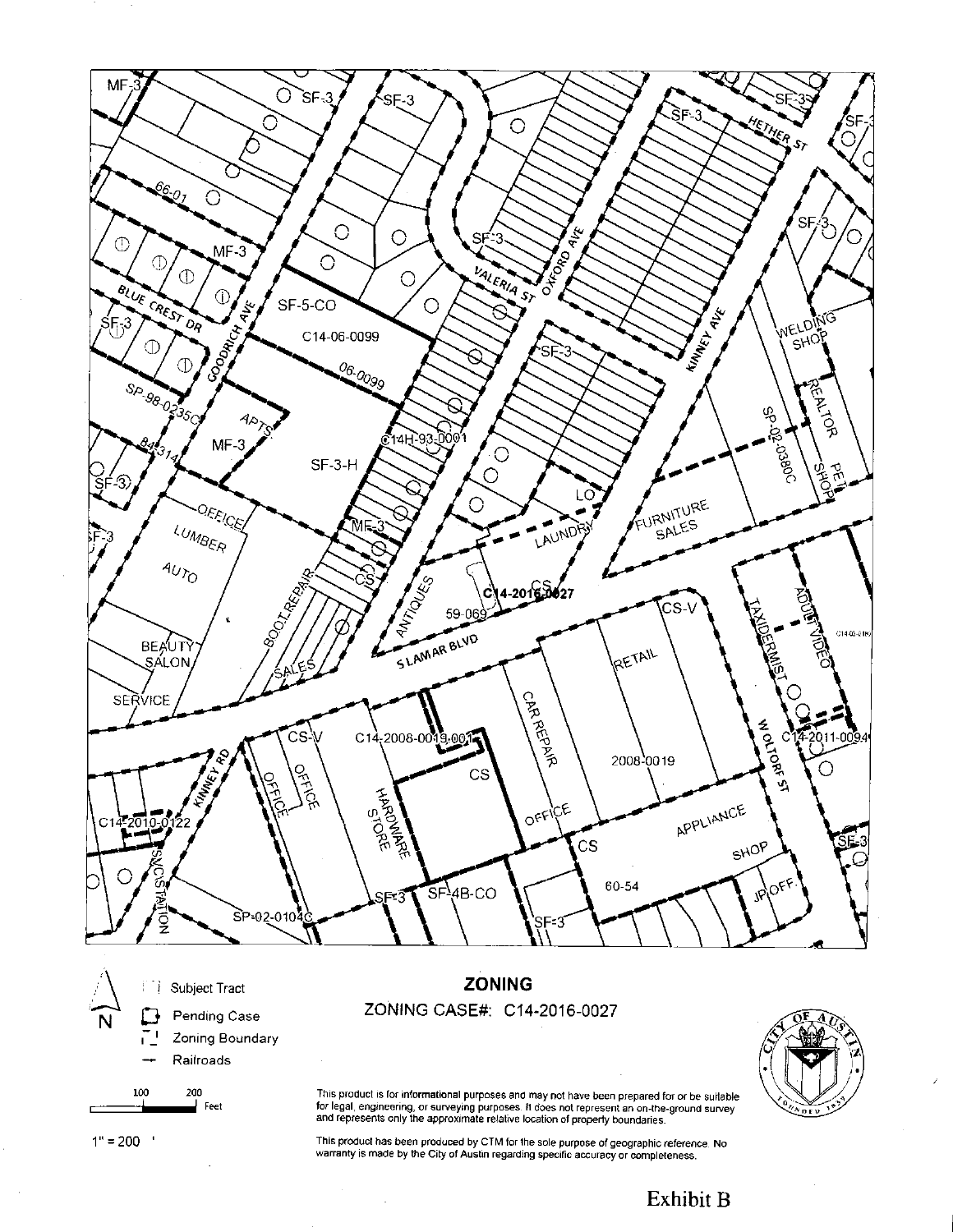MF-3

SF-3

SF-3

SF-3

SF-3

SF-3

HETHER ST

66-01

MF-3

SF-3

BLUE CREST DR

SF-3

SF-5-CO

VALERIA ST

OXFORD AVE

KINNEY AVE

WELDING SHOP

GOODRICH AVE

C14-06-0099

SF-3

06-0099

SP-98-0235C

REALTOR

APTS

SP-02-0380C

84-314

MF-3

C14H-93-0001

SF-3-H

PET SHOP

SF-3

LO

FURNITURE SALES

OFFICE

LAUNDRY

F-3

LUMBER

MF-3

CS

AUTO

BOOT REPAIR

ANTIQUES

C14-2016-0027

CS-V

59-069

TAXIDERMIST

ADULT VIDEO

S LAMAR BLVD

RETAIL

BEAUTY SALON

SALES

SERVICE

CAR REPAIR

W OLTORF ST

CS-V

C14-2008-0019.001

C14-2011-0094

KINNEY RD

2008-0019

OFFICE

OFFICE

CS

HARDWARE STORE

C14-2010-0122

OFFICE

APPLIANCE

SHOP

CS

SVC STATION

SF-3

60-54

JP OFF

SP-02-0104C

SF-3

SF-4B-CO

SF-3

N

Subject Tract

Pending Case

Zoning Boundary

Railroads

100 200 Feet

1" = 200 '

## ZONING

ZONING CASE#: C14-2016-0027

This product is for informational purposes and may not have been prepared for or be suitable for legal, engineering, or surveying purposes. It does not represent an on-the-ground survey and represents only the approximate relative location of property boundaries.

This product has been produced by CTM for the sole purpose of geographic reference. No warranty is made by the City of Austin regarding specific accuracy or completeness.

Exhibit B